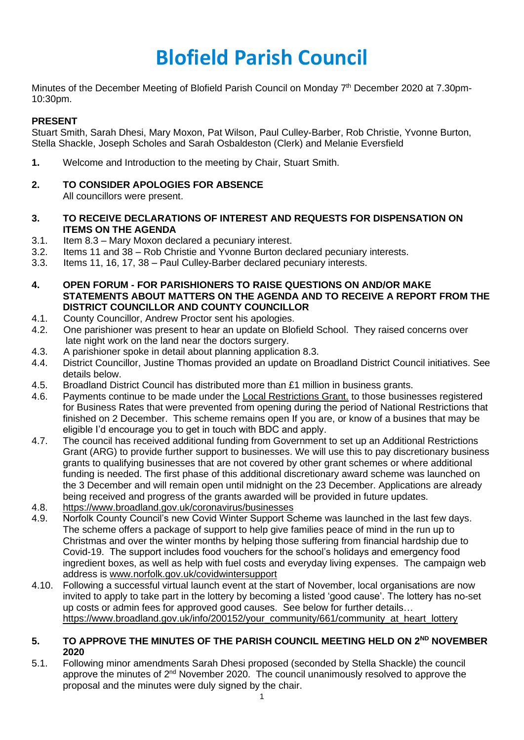# Blofield Parish Council

Minutes of the December Meeting of Blofield Parish Council on Monday 7th December 2020 at 7.30pm-10:30pm.

**PRESENT**

Stuart Smith, Sarah Dhesi, Mary Moxon, Pat Wilson, Paul Culley-Barber, Rob Christie, Yvonne Burton, Stella Shackle, Joseph Scholes and Sarah Osbaldeston (Clerk) and Melanie Eversfield

**1.** Welcome and Introduction to the meeting by Chair, Stuart Smith.

**2. TO CONSIDER APOLOGIES FOR ABSENCE**

All councillors were present.

**3. TO RECEIVE DECLARATIONS OF INTEREST AND REQUESTS FOR DISPENSATION ON ITEMS ON THE AGENDA**

3.1. Item 8.3 – Mary Moxon declared a pecuniary interest.

3.2. Items 11 and 38 – Rob Christie and Yvonne Burton declared pecuniary interests.

3.3. Items 11, 16, 17, 38 – Paul Culley-Barber declared pecuniary interests.

**4. OPEN FORUM - FOR PARISHIONERS TO RAISE QUESTIONS ON AND/OR MAKE STATEMENTS ABOUT MATTERS ON THE AGENDA AND TO RECEIVE A REPORT FROM THE DISTRICT COUNCILLOR AND COUNTY COUNCILLOR**

4.1. County Councillor, Andrew Proctor sent his apologies.

4.2. One parishioner was present to hear an update on Blofield School. They raised concerns over late night work on the land near the doctors surgery.

4.3. A parishioner spoke in detail about planning application 8.3.

4.4. District Councillor, Justine Thomas provided an update on Broadland District Council initiatives. See details below.

4.5. Broadland District Council has distributed more than £1 million in business grants.

4.6. Payments continue to be made under the Local Restrictions Grant. to those businesses registered for Business Rates that were prevented from opening during the period of National Restrictions that finished on 2 December. This scheme remains open If you are, or know of a busines that may be eligible I'd encourage you to get in touch with BDC and apply.

4.7. The council has received additional funding from Government to set up an Additional Restrictions Grant (ARG) to provide further support to businesses. We will use this to pay discretionary business grants to qualifying businesses that are not covered by other grant schemes or where additional funding is needed. The first phase of this additional discretionary award scheme was launched on the 3 December and will remain open until midnight on the 23 December. Applications are already being received and progress of the grants awarded will be provided in future updates.

4.8. https://www.broadland.gov.uk/coronavirus/businesses

4.9. Norfolk County Council's new Covid Winter Support Scheme was launched in the last few days. The scheme offers a package of support to help give families peace of mind in the run up to Christmas and over the winter months by helping those suffering from financial hardship due to Covid-19. The support includes food vouchers for the school's holidays and emergency food ingredient boxes, as well as help with fuel costs and everyday living expenses. The campaign web address is www.norfolk.gov.uk/covidwintersupport

4.10. Following a successful virtual launch event at the start of November, local organisations are now invited to apply to take part in the lottery by becoming a listed 'good cause'. The lottery has no-set up costs or admin fees for approved good causes. See below for further details… https://www.broadland.gov.uk/info/200152/your_community/661/community_at_heart_lottery

**5. TO APPROVE THE MINUTES OF THE PARISH COUNCIL MEETING HELD ON 2ND NOVEMBER 2020**

5.1. Following minor amendments Sarah Dhesi proposed (seconded by Stella Shackle) the council approve the minutes of 2nd November 2020. The council unanimously resolved to approve the proposal and the minutes were duly signed by the chair.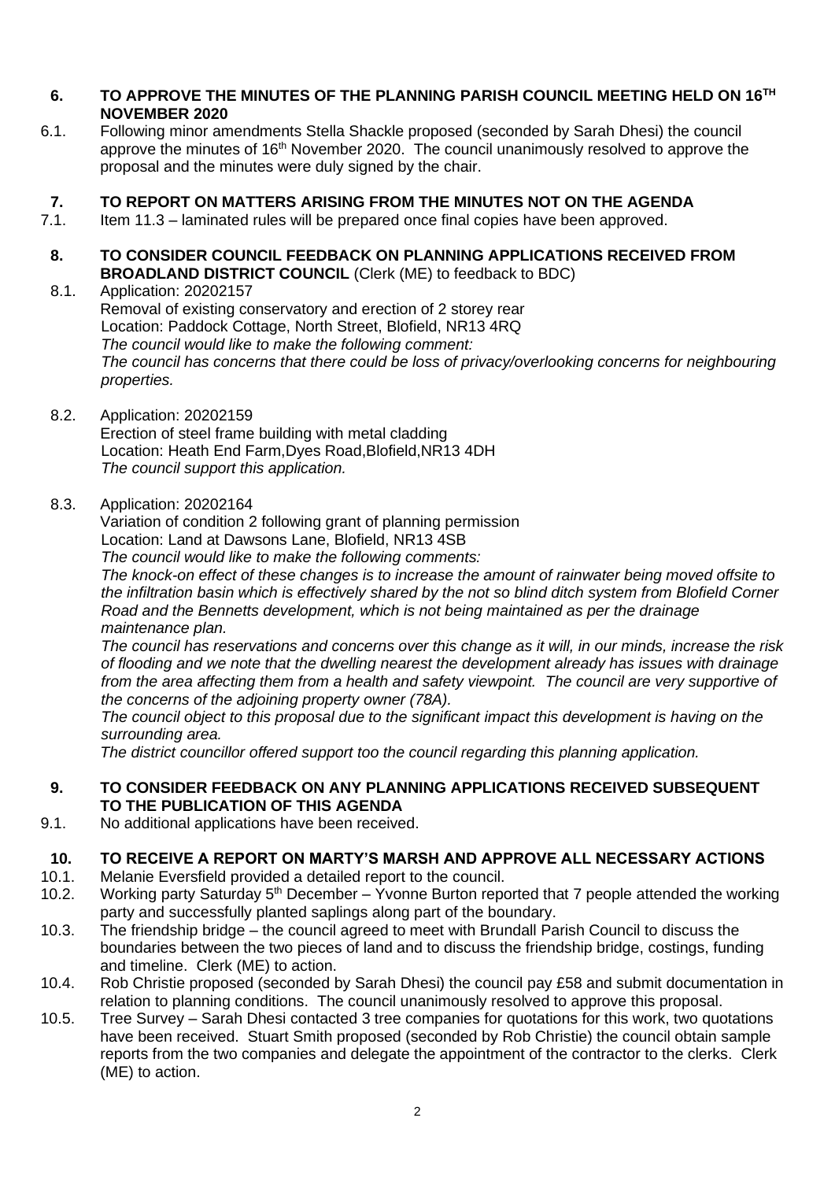## 6. TO APPROVE THE MINUTES OF THE PLANNING PARISH COUNCIL MEETING HELD ON 16TH NOVEMBER 2020

6.1. Following minor amendments Stella Shackle proposed (seconded by Sarah Dhesi) the council approve the minutes of 16th November 2020. The council unanimously resolved to approve the proposal and the minutes were duly signed by the chair.

## 7. TO REPORT ON MATTERS ARISING FROM THE MINUTES NOT ON THE AGENDA

7.1. Item 11.3 – laminated rules will be prepared once final copies have been approved.

## 8. TO CONSIDER COUNCIL FEEDBACK ON PLANNING APPLICATIONS RECEIVED FROM BROADLAND DISTRICT COUNCIL (Clerk (ME) to feedback to BDC)

8.1. Application: 20202157
Removal of existing conservatory and erection of 2 storey rear
Location: Paddock Cottage, North Street, Blofield, NR13 4RQ
*The council would like to make the following comment:*
*The council has concerns that there could be loss of privacy/overlooking concerns for neighbouring properties.*

8.2. Application: 20202159
Erection of steel frame building with metal cladding
Location: Heath End Farm,Dyes Road,Blofield,NR13 4DH
*The council support this application.*

8.3. Application: 20202164
Variation of condition 2 following grant of planning permission
Location: Land at Dawsons Lane, Blofield, NR13 4SB
*The council would like to make the following comments:*
*The knock-on effect of these changes is to increase the amount of rainwater being moved offsite to the infiltration basin which is effectively shared by the not so blind ditch system from Blofield Corner Road and the Bennetts development, which is not being maintained as per the drainage maintenance plan.*
*The council has reservations and concerns over this change as it will, in our minds, increase the risk of flooding and we note that the dwelling nearest the development already has issues with drainage from the area affecting them from a health and safety viewpoint. The council are very supportive of the concerns of the adjoining property owner (78A).*
*The council object to this proposal due to the significant impact this development is having on the surrounding area.*
*The district councillor offered support too the council regarding this planning application.*

## 9. TO CONSIDER FEEDBACK ON ANY PLANNING APPLICATIONS RECEIVED SUBSEQUENT TO THE PUBLICATION OF THIS AGENDA

9.1. No additional applications have been received.

## 10. TO RECEIVE A REPORT ON MARTY'S MARSH AND APPROVE ALL NECESSARY ACTIONS

10.1. Melanie Eversfield provided a detailed report to the council.

10.2. Working party Saturday 5th December – Yvonne Burton reported that 7 people attended the working party and successfully planted saplings along part of the boundary.

10.3. The friendship bridge – the council agreed to meet with Brundall Parish Council to discuss the boundaries between the two pieces of land and to discuss the friendship bridge, costings, funding and timeline. Clerk (ME) to action.

10.4. Rob Christie proposed (seconded by Sarah Dhesi) the council pay £58 and submit documentation in relation to planning conditions. The council unanimously resolved to approve this proposal.

10.5. Tree Survey – Sarah Dhesi contacted 3 tree companies for quotations for this work, two quotations have been received. Stuart Smith proposed (seconded by Rob Christie) the council obtain sample reports from the two companies and delegate the appointment of the contractor to the clerks. Clerk (ME) to action.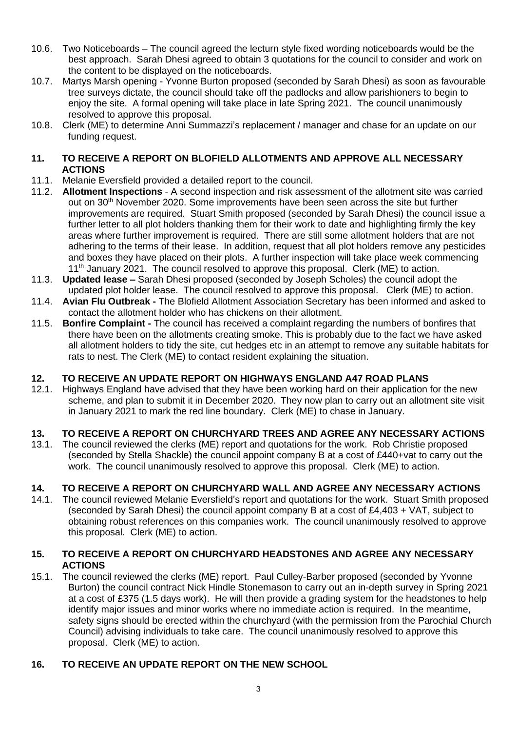10.6. Two Noticeboards – The council agreed the lecturn style fixed wording noticeboards would be the best approach. Sarah Dhesi agreed to obtain 3 quotations for the council to consider and work on the content to be displayed on the noticeboards.

10.7. Martys Marsh opening - Yvonne Burton proposed (seconded by Sarah Dhesi) as soon as favourable tree surveys dictate, the council should take off the padlocks and allow parishioners to begin to enjoy the site. A formal opening will take place in late Spring 2021. The council unanimously resolved to approve this proposal.

10.8. Clerk (ME) to determine Anni Summazzi's replacement / manager and chase for an update on our funding request.

## 11. TO RECEIVE A REPORT ON BLOFIELD ALLOTMENTS AND APPROVE ALL NECESSARY ACTIONS

11.1. Melanie Eversfield provided a detailed report to the council.

11.2. **Allotment Inspections** - A second inspection and risk assessment of the allotment site was carried out on 30th November 2020. Some improvements have been seen across the site but further improvements are required. Stuart Smith proposed (seconded by Sarah Dhesi) the council issue a further letter to all plot holders thanking them for their work to date and highlighting firmly the key areas where further improvement is required. There are still some allotment holders that are not adhering to the terms of their lease. In addition, request that all plot holders remove any pesticides and boxes they have placed on their plots. A further inspection will take place week commencing 11th January 2021. The council resolved to approve this proposal. Clerk (ME) to action.

11.3. **Updated lease –** Sarah Dhesi proposed (seconded by Joseph Scholes) the council adopt the updated plot holder lease. The council resolved to approve this proposal. Clerk (ME) to action.

11.4. **Avian Flu Outbreak -** The Blofield Allotment Association Secretary has been informed and asked to contact the allotment holder who has chickens on their allotment.

11.5. **Bonfire Complaint -** The council has received a complaint regarding the numbers of bonfires that there have been on the allotments creating smoke. This is probably due to the fact we have asked all allotment holders to tidy the site, cut hedges etc in an attempt to remove any suitable habitats for rats to nest. The Clerk (ME) to contact resident explaining the situation.

## 12. TO RECEIVE AN UPDATE REPORT ON HIGHWAYS ENGLAND A47 ROAD PLANS

12.1. Highways England have advised that they have been working hard on their application for the new scheme, and plan to submit it in December 2020. They now plan to carry out an allotment site visit in January 2021 to mark the red line boundary. Clerk (ME) to chase in January.

## 13. TO RECEIVE A REPORT ON CHURCHYARD TREES AND AGREE ANY NECESSARY ACTIONS

13.1. The council reviewed the clerks (ME) report and quotations for the work. Rob Christie proposed (seconded by Stella Shackle) the council appoint company B at a cost of £440+vat to carry out the work. The council unanimously resolved to approve this proposal. Clerk (ME) to action.

## 14. TO RECEIVE A REPORT ON CHURCHYARD WALL AND AGREE ANY NECESSARY ACTIONS

14.1. The council reviewed Melanie Eversfield's report and quotations for the work. Stuart Smith proposed (seconded by Sarah Dhesi) the council appoint company B at a cost of £4,403 + VAT, subject to obtaining robust references on this companies work. The council unanimously resolved to approve this proposal. Clerk (ME) to action.

## 15. TO RECEIVE A REPORT ON CHURCHYARD HEADSTONES AND AGREE ANY NECESSARY ACTIONS

15.1. The council reviewed the clerks (ME) report. Paul Culley-Barber proposed (seconded by Yvonne Burton) the council contract Nick Hindle Stonemason to carry out an in-depth survey in Spring 2021 at a cost of £375 (1.5 days work). He will then provide a grading system for the headstones to help identify major issues and minor works where no immediate action is required. In the meantime, safety signs should be erected within the churchyard (with the permission from the Parochial Church Council) advising individuals to take care. The council unanimously resolved to approve this proposal. Clerk (ME) to action.

## 16. TO RECEIVE AN UPDATE REPORT ON THE NEW SCHOOL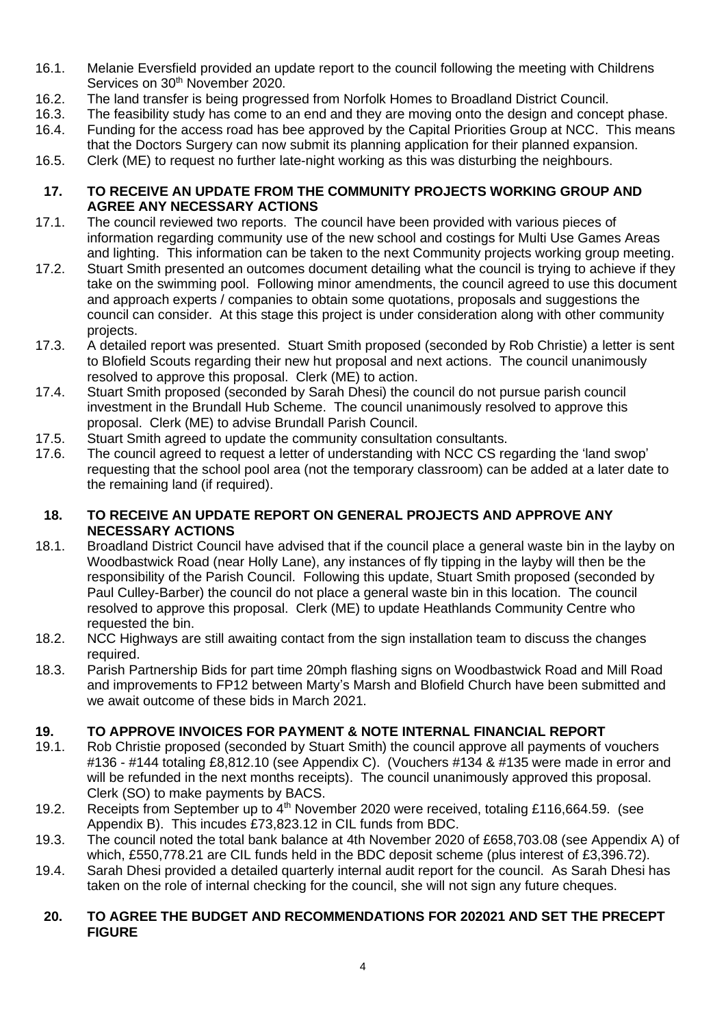16.1. Melanie Eversfield provided an update report to the council following the meeting with Childrens Services on 30th November 2020.

16.2. The land transfer is being progressed from Norfolk Homes to Broadland District Council.

16.3. The feasibility study has come to an end and they are moving onto the design and concept phase.

16.4. Funding for the access road has bee approved by the Capital Priorities Group at NCC. This means that the Doctors Surgery can now submit its planning application for their planned expansion.

16.5. Clerk (ME) to request no further late-night working as this was disturbing the neighbours.

## 17. TO RECEIVE AN UPDATE FROM THE COMMUNITY PROJECTS WORKING GROUP AND AGREE ANY NECESSARY ACTIONS

17.1. The council reviewed two reports. The council have been provided with various pieces of information regarding community use of the new school and costings for Multi Use Games Areas and lighting. This information can be taken to the next Community projects working group meeting.

17.2. Stuart Smith presented an outcomes document detailing what the council is trying to achieve if they take on the swimming pool. Following minor amendments, the council agreed to use this document and approach experts / companies to obtain some quotations, proposals and suggestions the council can consider. At this stage this project is under consideration along with other community projects.

17.3. A detailed report was presented. Stuart Smith proposed (seconded by Rob Christie) a letter is sent to Blofield Scouts regarding their new hut proposal and next actions. The council unanimously resolved to approve this proposal. Clerk (ME) to action.

17.4. Stuart Smith proposed (seconded by Sarah Dhesi) the council do not pursue parish council investment in the Brundall Hub Scheme. The council unanimously resolved to approve this proposal. Clerk (ME) to advise Brundall Parish Council.

17.5. Stuart Smith agreed to update the community consultation consultants.

17.6. The council agreed to request a letter of understanding with NCC CS regarding the 'land swop' requesting that the school pool area (not the temporary classroom) can be added at a later date to the remaining land (if required).

## 18. TO RECEIVE AN UPDATE REPORT ON GENERAL PROJECTS AND APPROVE ANY NECESSARY ACTIONS

18.1. Broadland District Council have advised that if the council place a general waste bin in the layby on Woodbastwick Road (near Holly Lane), any instances of fly tipping in the layby will then be the responsibility of the Parish Council. Following this update, Stuart Smith proposed (seconded by Paul Culley-Barber) the council do not place a general waste bin in this location. The council resolved to approve this proposal. Clerk (ME) to update Heathlands Community Centre who requested the bin.

18.2. NCC Highways are still awaiting contact from the sign installation team to discuss the changes required.

18.3. Parish Partnership Bids for part time 20mph flashing signs on Woodbastwick Road and Mill Road and improvements to FP12 between Marty's Marsh and Blofield Church have been submitted and we await outcome of these bids in March 2021.

## 19. TO APPROVE INVOICES FOR PAYMENT & NOTE INTERNAL FINANCIAL REPORT

19.1. Rob Christie proposed (seconded by Stuart Smith) the council approve all payments of vouchers #136 - #144 totaling £8,812.10 (see Appendix C). (Vouchers #134 & #135 were made in error and will be refunded in the next months receipts). The council unanimously approved this proposal. Clerk (SO) to make payments by BACS.

19.2. Receipts from September up to 4th November 2020 were received, totaling £116,664.59. (see Appendix B). This incudes £73,823.12 in CIL funds from BDC.

19.3. The council noted the total bank balance at 4th November 2020 of £658,703.08 (see Appendix A) of which, £550,778.21 are CIL funds held in the BDC deposit scheme (plus interest of £3,396.72).

19.4. Sarah Dhesi provided a detailed quarterly internal audit report for the council. As Sarah Dhesi has taken on the role of internal checking for the council, she will not sign any future cheques.

## 20. TO AGREE THE BUDGET AND RECOMMENDATIONS FOR 202021 AND SET THE PRECEPT FIGURE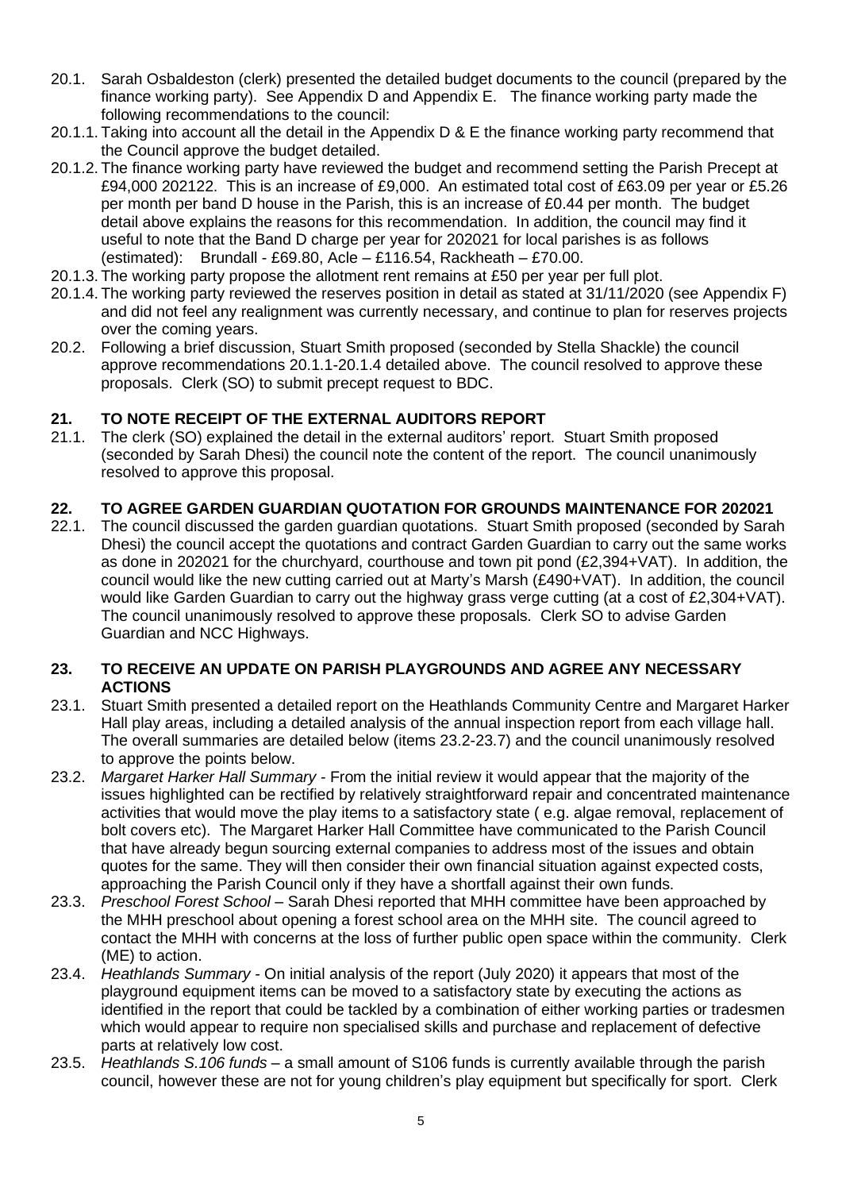20.1. Sarah Osbaldeston (clerk) presented the detailed budget documents to the council (prepared by the finance working party). See Appendix D and Appendix E. The finance working party made the following recommendations to the council:

20.1.1. Taking into account all the detail in the Appendix D & E the finance working party recommend that the Council approve the budget detailed.

20.1.2. The finance working party have reviewed the budget and recommend setting the Parish Precept at £94,000 202122. This is an increase of £9,000. An estimated total cost of £63.09 per year or £5.26 per month per band D house in the Parish, this is an increase of £0.44 per month. The budget detail above explains the reasons for this recommendation. In addition, the council may find it useful to note that the Band D charge per year for 202021 for local parishes is as follows (estimated): Brundall - £69.80, Acle – £116.54, Rackheath – £70.00.

20.1.3. The working party propose the allotment rent remains at £50 per year per full plot.

20.1.4. The working party reviewed the reserves position in detail as stated at 31/11/2020 (see Appendix F) and did not feel any realignment was currently necessary, and continue to plan for reserves projects over the coming years.

20.2. Following a brief discussion, Stuart Smith proposed (seconded by Stella Shackle) the council approve recommendations 20.1.1-20.1.4 detailed above. The council resolved to approve these proposals. Clerk (SO) to submit precept request to BDC.

## 21. TO NOTE RECEIPT OF THE EXTERNAL AUDITORS REPORT

21.1. The clerk (SO) explained the detail in the external auditors' report. Stuart Smith proposed (seconded by Sarah Dhesi) the council note the content of the report. The council unanimously resolved to approve this proposal.

## 22. TO AGREE GARDEN GUARDIAN QUOTATION FOR GROUNDS MAINTENANCE FOR 202021

22.1. The council discussed the garden guardian quotations. Stuart Smith proposed (seconded by Sarah Dhesi) the council accept the quotations and contract Garden Guardian to carry out the same works as done in 202021 for the churchyard, courthouse and town pit pond (£2,394+VAT). In addition, the council would like the new cutting carried out at Marty's Marsh (£490+VAT). In addition, the council would like Garden Guardian to carry out the highway grass verge cutting (at a cost of £2,304+VAT). The council unanimously resolved to approve these proposals. Clerk SO to advise Garden Guardian and NCC Highways.

## 23. TO RECEIVE AN UPDATE ON PARISH PLAYGROUNDS AND AGREE ANY NECESSARY ACTIONS

23.1. Stuart Smith presented a detailed report on the Heathlands Community Centre and Margaret Harker Hall play areas, including a detailed analysis of the annual inspection report from each village hall. The overall summaries are detailed below (items 23.2-23.7) and the council unanimously resolved to approve the points below.

23.2. *Margaret Harker Hall Summary* - From the initial review it would appear that the majority of the issues highlighted can be rectified by relatively straightforward repair and concentrated maintenance activities that would move the play items to a satisfactory state ( e.g. algae removal, replacement of bolt covers etc). The Margaret Harker Hall Committee have communicated to the Parish Council that have already begun sourcing external companies to address most of the issues and obtain quotes for the same. They will then consider their own financial situation against expected costs, approaching the Parish Council only if they have a shortfall against their own funds.

23.3. *Preschool Forest School* – Sarah Dhesi reported that MHH committee have been approached by the MHH preschool about opening a forest school area on the MHH site. The council agreed to contact the MHH with concerns at the loss of further public open space within the community. Clerk (ME) to action.

23.4. *Heathlands Summary* - On initial analysis of the report (July 2020) it appears that most of the playground equipment items can be moved to a satisfactory state by executing the actions as identified in the report that could be tackled by a combination of either working parties or tradesmen which would appear to require non specialised skills and purchase and replacement of defective parts at relatively low cost.

23.5. *Heathlands S.106 funds* – a small amount of S106 funds is currently available through the parish council, however these are not for young children's play equipment but specifically for sport. Clerk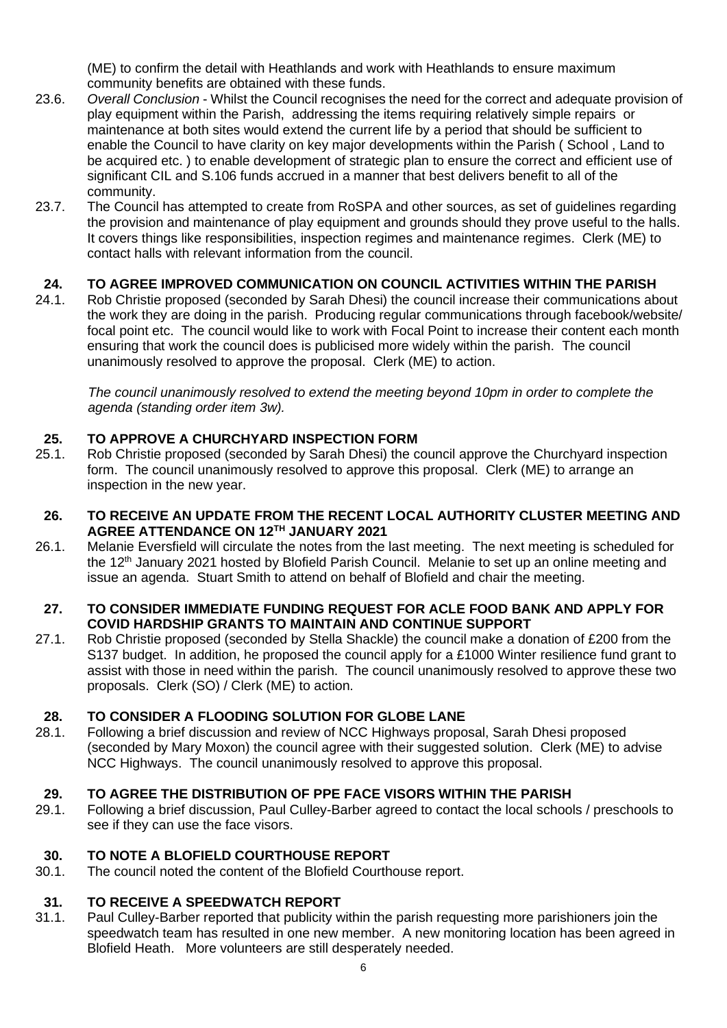(ME) to confirm the detail with Heathlands and work with Heathlands to ensure maximum community benefits are obtained with these funds.

23.6. *Overall Conclusion* - Whilst the Council recognises the need for the correct and adequate provision of play equipment within the Parish, addressing the items requiring relatively simple repairs or maintenance at both sites would extend the current life by a period that should be sufficient to enable the Council to have clarity on key major developments within the Parish ( School , Land to be acquired etc. ) to enable development of strategic plan to ensure the correct and efficient use of significant CIL and S.106 funds accrued in a manner that best delivers benefit to all of the community.

23.7. The Council has attempted to create from RoSPA and other sources, as set of guidelines regarding the provision and maintenance of play equipment and grounds should they prove useful to the halls. It covers things like responsibilities, inspection regimes and maintenance regimes. Clerk (ME) to contact halls with relevant information from the council.

## 24. TO AGREE IMPROVED COMMUNICATION ON COUNCIL ACTIVITIES WITHIN THE PARISH

24.1. Rob Christie proposed (seconded by Sarah Dhesi) the council increase their communications about the work they are doing in the parish. Producing regular communications through facebook/website/ focal point etc. The council would like to work with Focal Point to increase their content each month ensuring that work the council does is publicised more widely within the parish. The council unanimously resolved to approve the proposal. Clerk (ME) to action.

*The council unanimously resolved to extend the meeting beyond 10pm in order to complete the agenda (standing order item 3w).*

## 25. TO APPROVE A CHURCHYARD INSPECTION FORM

25.1. Rob Christie proposed (seconded by Sarah Dhesi) the council approve the Churchyard inspection form. The council unanimously resolved to approve this proposal. Clerk (ME) to arrange an inspection in the new year.

## 26. TO RECEIVE AN UPDATE FROM THE RECENT LOCAL AUTHORITY CLUSTER MEETING AND AGREE ATTENDANCE ON 12TH JANUARY 2021

26.1. Melanie Eversfield will circulate the notes from the last meeting. The next meeting is scheduled for the 12th January 2021 hosted by Blofield Parish Council. Melanie to set up an online meeting and issue an agenda. Stuart Smith to attend on behalf of Blofield and chair the meeting.

## 27. TO CONSIDER IMMEDIATE FUNDING REQUEST FOR ACLE FOOD BANK AND APPLY FOR COVID HARDSHIP GRANTS TO MAINTAIN AND CONTINUE SUPPORT

27.1. Rob Christie proposed (seconded by Stella Shackle) the council make a donation of £200 from the S137 budget. In addition, he proposed the council apply for a £1000 Winter resilience fund grant to assist with those in need within the parish. The council unanimously resolved to approve these two proposals. Clerk (SO) / Clerk (ME) to action.

## 28. TO CONSIDER A FLOODING SOLUTION FOR GLOBE LANE

28.1. Following a brief discussion and review of NCC Highways proposal, Sarah Dhesi proposed (seconded by Mary Moxon) the council agree with their suggested solution. Clerk (ME) to advise NCC Highways. The council unanimously resolved to approve this proposal.

## 29. TO AGREE THE DISTRIBUTION OF PPE FACE VISORS WITHIN THE PARISH

29.1. Following a brief discussion, Paul Culley-Barber agreed to contact the local schools / preschools to see if they can use the face visors.

## 30. TO NOTE A BLOFIELD COURTHOUSE REPORT

30.1. The council noted the content of the Blofield Courthouse report.

## 31. TO RECEIVE A SPEEDWATCH REPORT

31.1. Paul Culley-Barber reported that publicity within the parish requesting more parishioners join the speedwatch team has resulted in one new member. A new monitoring location has been agreed in Blofield Heath. More volunteers are still desperately needed.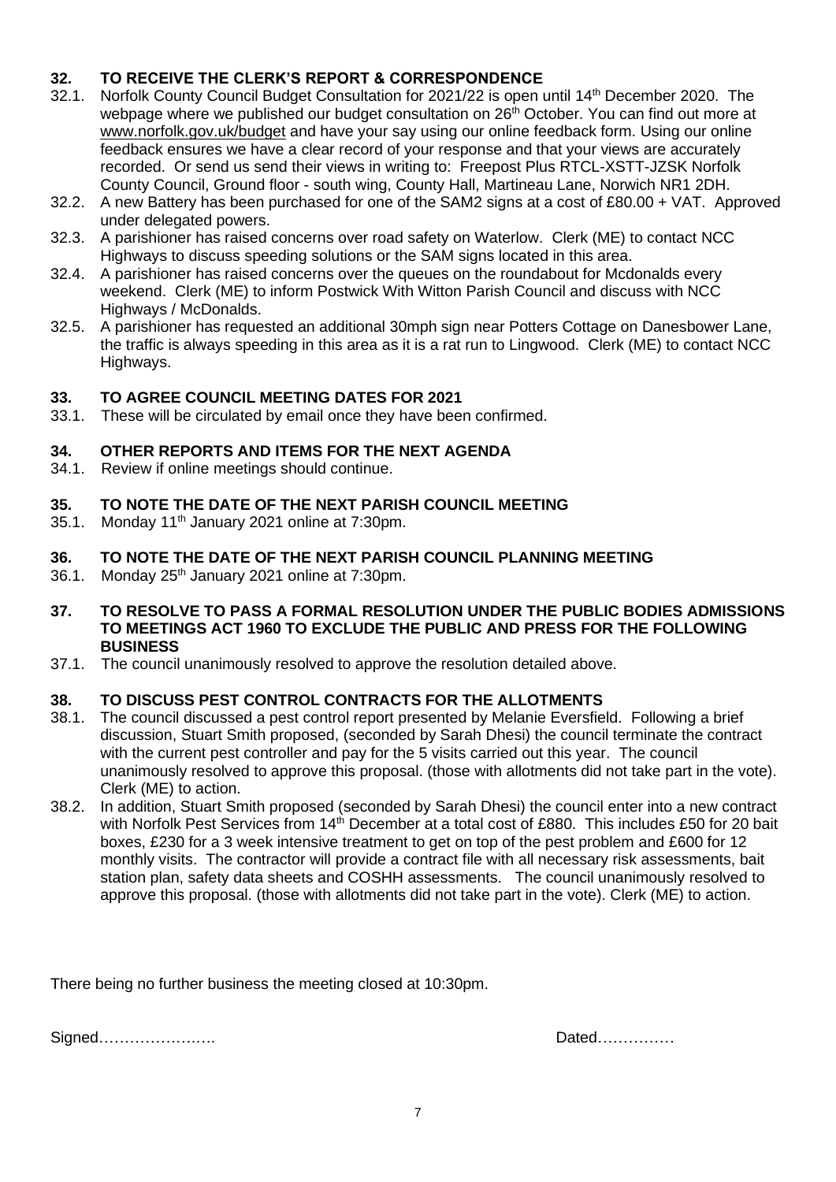## 32. TO RECEIVE THE CLERK'S REPORT & CORRESPONDENCE

32.1. Norfolk County Council Budget Consultation for 2021/22 is open until 14th December 2020. The webpage where we published our budget consultation on 26th October. You can find out more at www.norfolk.gov.uk/budget and have your say using our online feedback form. Using our online feedback ensures we have a clear record of your response and that your views are accurately recorded. Or send us send their views in writing to: Freepost Plus RTCL-XSTT-JZSK Norfolk County Council, Ground floor - south wing, County Hall, Martineau Lane, Norwich NR1 2DH.

32.2. A new Battery has been purchased for one of the SAM2 signs at a cost of £80.00 + VAT. Approved under delegated powers.

32.3. A parishioner has raised concerns over road safety on Waterlow. Clerk (ME) to contact NCC Highways to discuss speeding solutions or the SAM signs located in this area.

32.4. A parishioner has raised concerns over the queues on the roundabout for Mcdonalds every weekend. Clerk (ME) to inform Postwick With Witton Parish Council and discuss with NCC Highways / McDonalds.

32.5. A parishioner has requested an additional 30mph sign near Potters Cottage on Danesbower Lane, the traffic is always speeding in this area as it is a rat run to Lingwood. Clerk (ME) to contact NCC Highways.

## 33. TO AGREE COUNCIL MEETING DATES FOR 2021

33.1. These will be circulated by email once they have been confirmed.

## 34. OTHER REPORTS AND ITEMS FOR THE NEXT AGENDA

34.1. Review if online meetings should continue.

## 35. TO NOTE THE DATE OF THE NEXT PARISH COUNCIL MEETING

35.1. Monday 11th January 2021 online at 7:30pm.

## 36. TO NOTE THE DATE OF THE NEXT PARISH COUNCIL PLANNING MEETING

36.1. Monday 25th January 2021 online at 7:30pm.

## 37. TO RESOLVE TO PASS A FORMAL RESOLUTION UNDER THE PUBLIC BODIES ADMISSIONS TO MEETINGS ACT 1960 TO EXCLUDE THE PUBLIC AND PRESS FOR THE FOLLOWING BUSINESS

37.1. The council unanimously resolved to approve the resolution detailed above.

## 38. TO DISCUSS PEST CONTROL CONTRACTS FOR THE ALLOTMENTS

38.1. The council discussed a pest control report presented by Melanie Eversfield. Following a brief discussion, Stuart Smith proposed, (seconded by Sarah Dhesi) the council terminate the contract with the current pest controller and pay for the 5 visits carried out this year. The council unanimously resolved to approve this proposal. (those with allotments did not take part in the vote). Clerk (ME) to action.

38.2. In addition, Stuart Smith proposed (seconded by Sarah Dhesi) the council enter into a new contract with Norfolk Pest Services from 14th December at a total cost of £880. This includes £50 for 20 bait boxes, £230 for a 3 week intensive treatment to get on top of the pest problem and £600 for 12 monthly visits. The contractor will provide a contract file with all necessary risk assessments, bait station plan, safety data sheets and COSHH assessments. The council unanimously resolved to approve this proposal. (those with allotments did not take part in the vote). Clerk (ME) to action.

There being no further business the meeting closed at 10:30pm.

Signed…………………. Dated……………